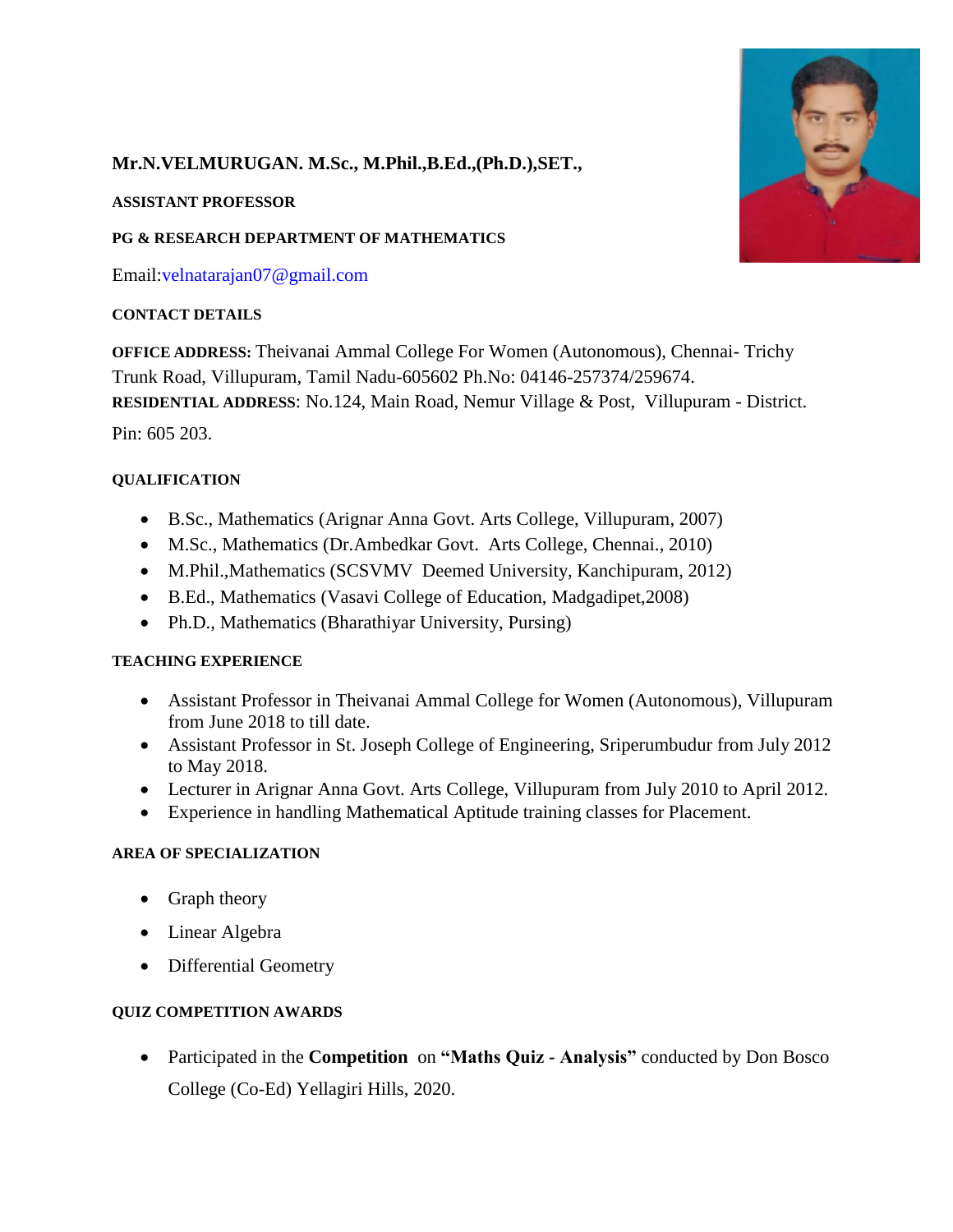**Mr.N.VELMURUGAN. M.Sc., M.Phil.,B.Ed.,(Ph.D.),SET.,**

**ASSISTANT PROFESSOR**

**PG & RESEARCH DEPARTMENT OF MATHEMATICS**

Email:velnatarajan07@gmail.com

**CONTACT DETAILS**

**OFFICE ADDRESS:** Theivanai Ammal College For Women (Autonomous), Chennai- Trichy Trunk Road, Villupuram, Tamil Nadu-605602 Ph.No: 04146-257374/259674.
**RESIDENTIAL ADDRESS**: No.124, Main Road, Nemur Village & Post, Villupuram - District.

Pin: 605 203.

**QUALIFICATION**

- B.Sc., Mathematics (Arignar Anna Govt. Arts College, Villupuram, 2007)
- M.Sc., Mathematics (Dr.Ambedkar Govt. Arts College, Chennai., 2010)
- M.Phil.,Mathematics (SCSVMV Deemed University, Kanchipuram, 2012)
- B.Ed., Mathematics (Vasavi College of Education, Madgadipet,2008)
- Ph.D., Mathematics (Bharathiyar University, Pursing)

**TEACHING EXPERIENCE**

- Assistant Professor in Theivanai Ammal College for Women (Autonomous), Villupuram from June 2018 to till date.
- Assistant Professor in St. Joseph College of Engineering, Sriperumbudur from July 2012 to May 2018.
- Lecturer in Arignar Anna Govt. Arts College, Villupuram from July 2010 to April 2012.
- Experience in handling Mathematical Aptitude training classes for Placement.

**AREA OF SPECIALIZATION**

- Graph theory
- Linear Algebra
- Differential Geometry

**QUIZ COMPETITION AWARDS**

- Participated in the **Competition** on **"Maths Quiz - Analysis"** conducted by Don Bosco College (Co-Ed) Yellagiri Hills, 2020.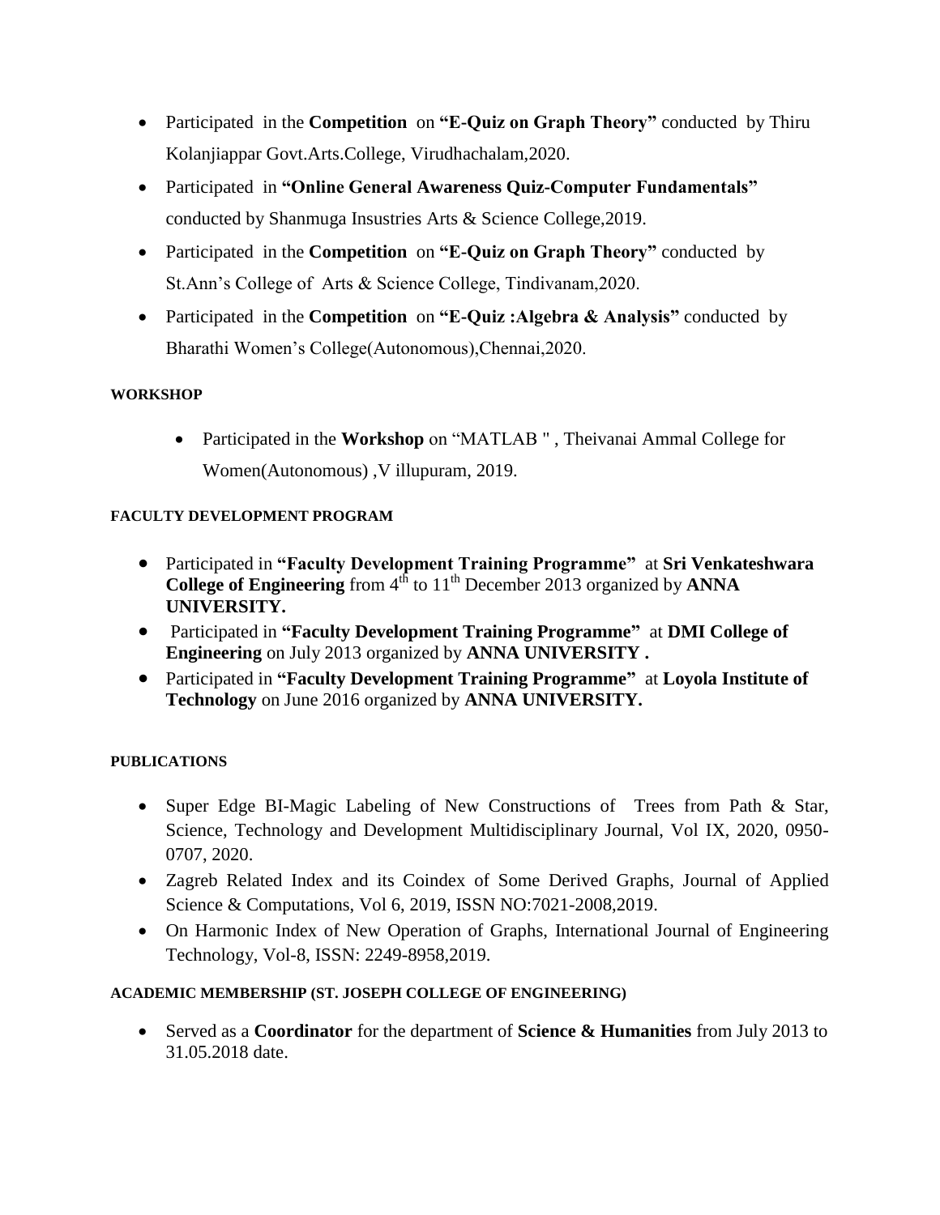- Participated in the **Competition** on **"E-Quiz on Graph Theory"** conducted by Thiru Kolanjiappar Govt.Arts.College, Virudhachalam,2020.
- Participated in **"Online General Awareness Quiz-Computer Fundamentals"** conducted by Shanmuga Insustries Arts & Science College,2019.
- Participated in the **Competition** on **"E-Quiz on Graph Theory"** conducted by St.Ann's College of Arts & Science College, Tindivanam,2020.
- Participated in the **Competition** on **"E-Quiz :Algebra & Analysis"** conducted by Bharathi Women's College(Autonomous),Chennai,2020.

#### WORKSHOP

- Participated in the **Workshop** on "MATLAB " , Theivanai Ammal College for Women(Autonomous) ,V illupuram, 2019.

#### FACULTY DEVELOPMENT PROGRAM

- Participated in **"Faculty Development Training Programme"** at **Sri Venkateshwara College of Engineering** from 4th to 11th December 2013 organized by **ANNA UNIVERSITY.**
- Participated in **"Faculty Development Training Programme"** at **DMI College of Engineering** on July 2013 organized by **ANNA UNIVERSITY .**
- Participated in **"Faculty Development Training Programme"** at **Loyola Institute of Technology** on June 2016 organized by **ANNA UNIVERSITY.**

#### PUBLICATIONS

- Super Edge BI-Magic Labeling of New Constructions of Trees from Path & Star, Science, Technology and Development Multidisciplinary Journal, Vol IX, 2020, 0950-0707, 2020.
- Zagreb Related Index and its Coindex of Some Derived Graphs, Journal of Applied Science & Computations, Vol 6, 2019, ISSN NO:7021-2008,2019.
- On Harmonic Index of New Operation of Graphs, International Journal of Engineering Technology, Vol-8, ISSN: 2249-8958,2019.

#### ACADEMIC MEMBERSHIP (ST. JOSEPH COLLEGE OF ENGINEERING)

- Served as a **Coordinator** for the department of **Science & Humanities** from July 2013 to 31.05.2018 date.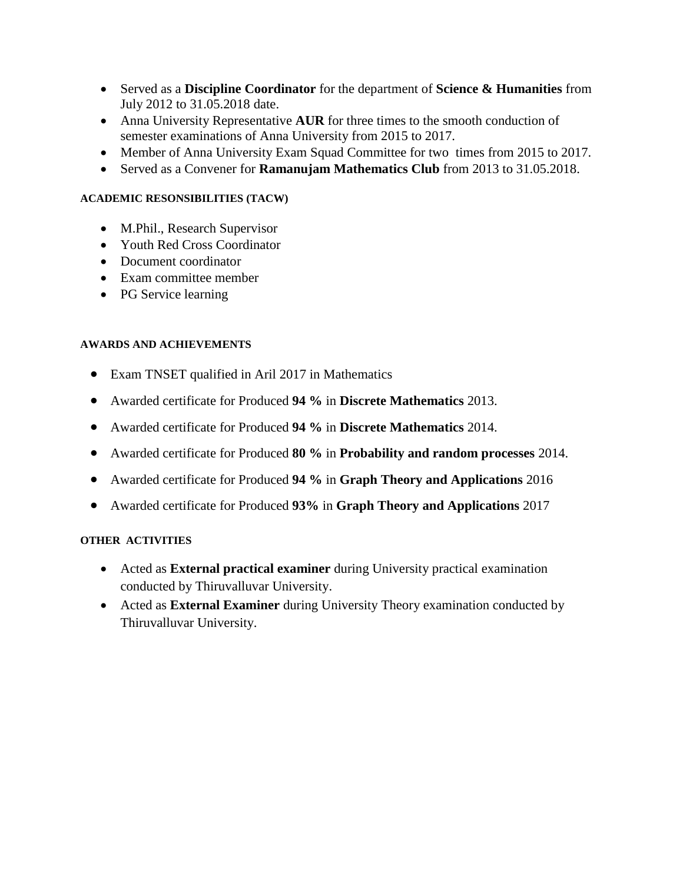- Served as a **Discipline Coordinator** for the department of **Science & Humanities** from July 2012 to 31.05.2018 date.
- Anna University Representative **AUR** for three times to the smooth conduction of semester examinations of Anna University from 2015 to 2017.
- Member of Anna University Exam Squad Committee for two times from 2015 to 2017.
- Served as a Convener for **Ramanujam Mathematics Club** from 2013 to 31.05.2018.

#### ACADEMIC RESONSIBILITIES (TACW)

- M.Phil., Research Supervisor
- Youth Red Cross Coordinator
- Document coordinator
- Exam committee member
- PG Service learning

#### AWARDS AND ACHIEVEMENTS

- Exam TNSET qualified in Aril 2017 in Mathematics
- Awarded certificate for Produced **94 %** in **Discrete Mathematics** 2013.
- Awarded certificate for Produced **94 %** in **Discrete Mathematics** 2014.
- Awarded certificate for Produced **80 %** in **Probability and random processes** 2014.
- Awarded certificate for Produced **94 %** in **Graph Theory and Applications** 2016
- Awarded certificate for Produced **93%** in **Graph Theory and Applications** 2017

#### OTHER ACTIVITIES

- Acted as **External practical examiner** during University practical examination conducted by Thiruvalluvar University.
- Acted as **External Examiner** during University Theory examination conducted by Thiruvalluvar University.